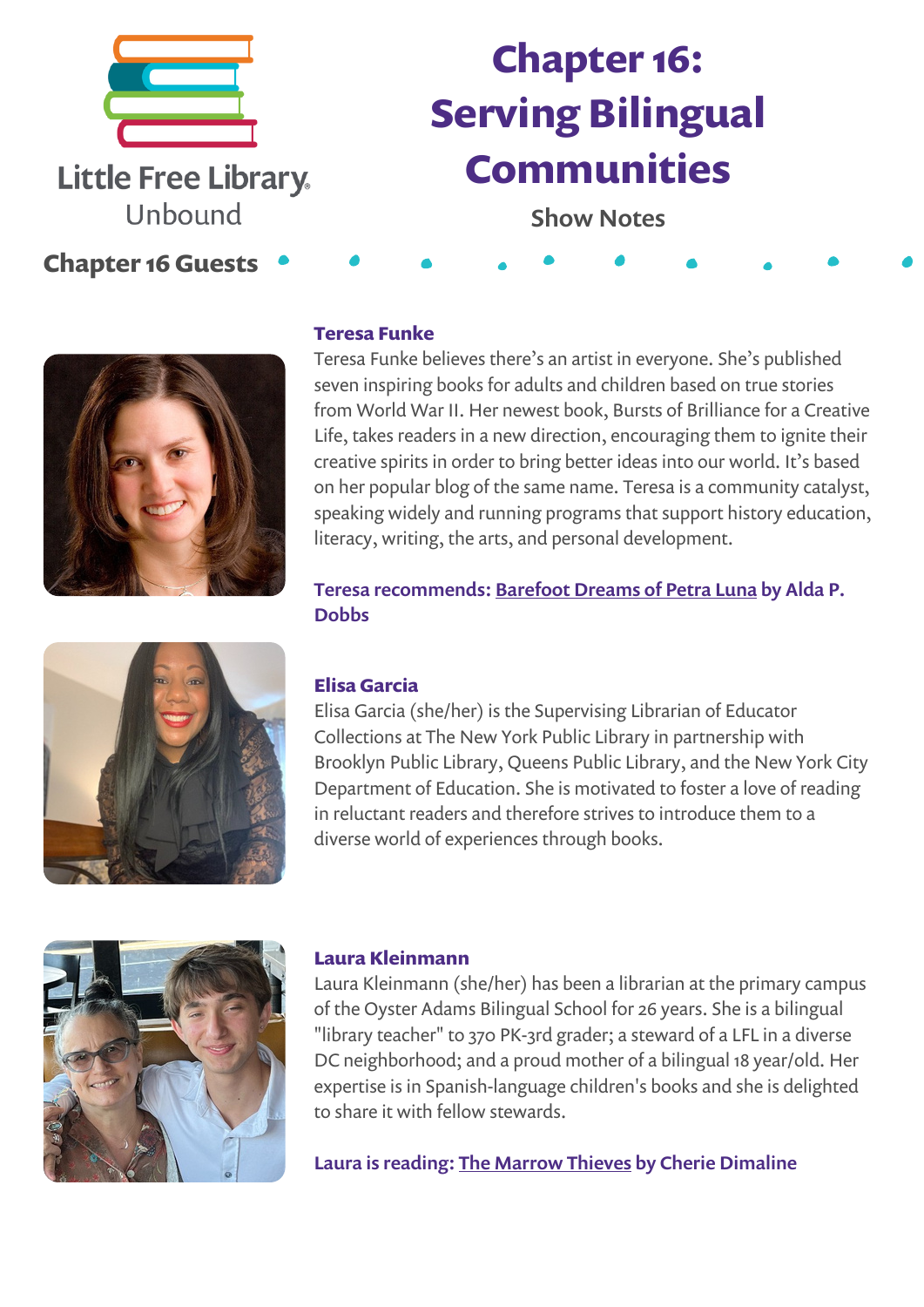Little Free Library
Unbound

# Chapter 16: Serving Bilingual Communities

Show Notes

## Chapter 16 Guests

### Teresa Funke

Teresa Funke believes there's an artist in everyone. She's published seven inspiring books for adults and children based on true stories from World War II. Her newest book, Bursts of Brilliance for a Creative Life, takes readers in a new direction, encouraging them to ignite their creative spirits in order to bring better ideas into our world. It's based on her popular blog of the same name. Teresa is a community catalyst, speaking widely and running programs that support history education, literacy, writing, the arts, and personal development.

**Teresa recommends: Barefoot Dreams of Petra Luna by Alda P. Dobbs**

### Elisa Garcia

Elisa Garcia (she/her) is the Supervising Librarian of Educator Collections at The New York Public Library in partnership with Brooklyn Public Library, Queens Public Library, and the New York City Department of Education. She is motivated to foster a love of reading in reluctant readers and therefore strives to introduce them to a diverse world of experiences through books.

### Laura Kleinmann

Laura Kleinmann (she/her) has been a librarian at the primary campus of the Oyster Adams Bilingual School for 26 years. She is a bilingual "library teacher" to 370 PK-3rd grader; a steward of a LFL in a diverse DC neighborhood; and a proud mother of a bilingual 18 year/old. Her expertise is in Spanish-language children's books and she is delighted to share it with fellow stewards.

**Laura is reading: The Marrow Thieves by Cherie Dimaline**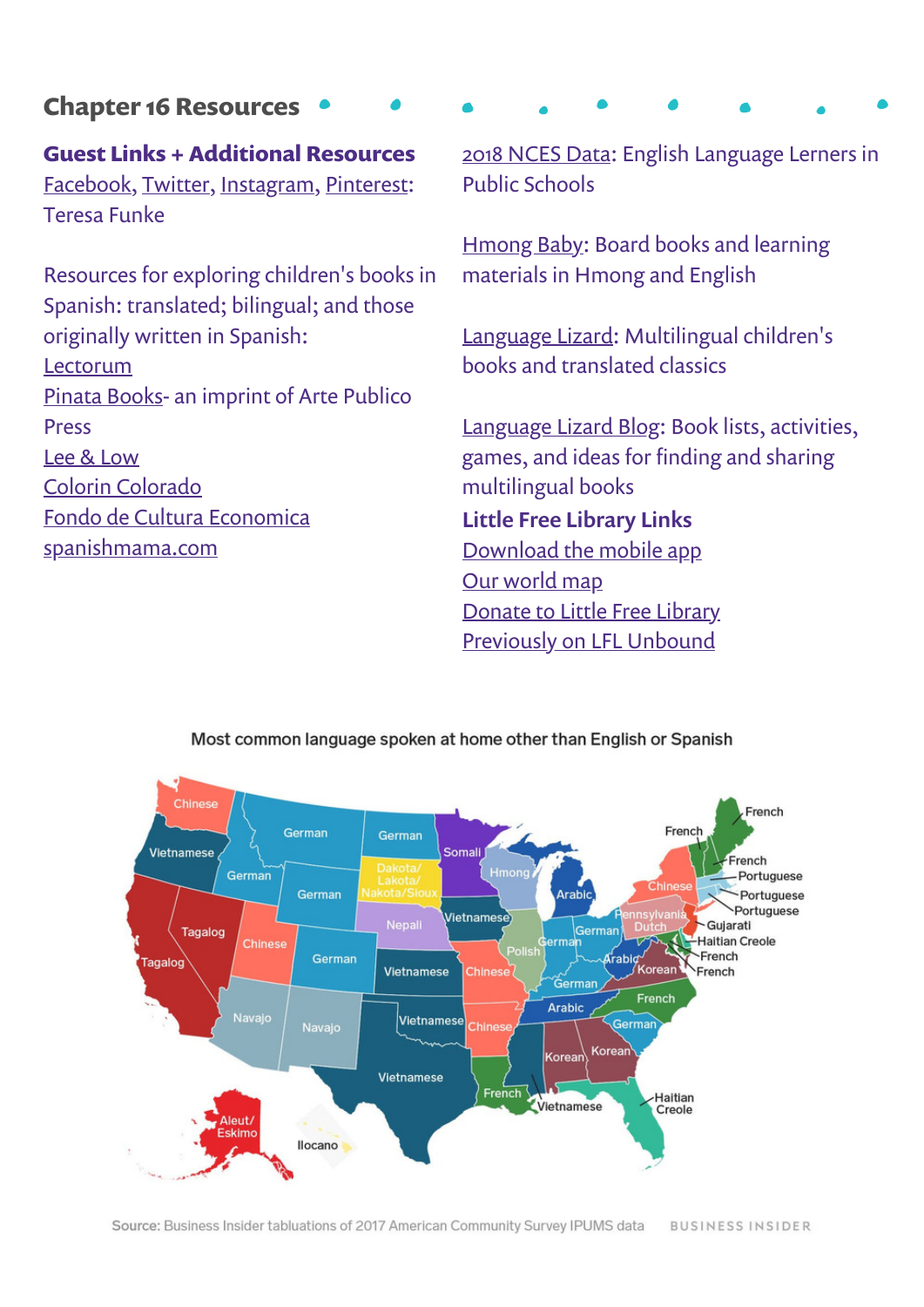## Chapter 16 Resources

**Guest Links + Additional Resources**

Facebook, Twitter, Instagram, Pinterest: Teresa Funke

Resources for exploring children's books in Spanish: translated; bilingual; and those originally written in Spanish:
Lectorum
Pinata Books- an imprint of Arte Publico Press
Lee & Low
Colorin Colorado
Fondo de Cultura Economica
spanishmama.com

2018 NCES Data: English Language Lerners in Public Schools

Hmong Baby: Board books and learning materials in Hmong and English

Language Lizard: Multilingual children's books and translated classics

Language Lizard Blog: Book lists, activities, games, and ideas for finding and sharing multilingual books

**Little Free Library Links**

Download the mobile app
Our world map
Donate to Little Free Library
Previously on LFL Unbound

Most common language spoken at home other than English or Spanish

Chinese
Vietnamese
German
German
German
Somali
Hmong
Dakota/ Lakota/ Nakota/Sioux
German
Tagalog
Tagalog
Chinese
Nepali
Vietnamese
Arabic
Chinese
German
German
Pennsylvania Dutch
French
French
French
Portuguese
Portuguese
Portuguese
Gujarati
Haitian Creole
French
French
Polish
German
Arabic
Korean
Vietnamese
Chinese
German
French
Navajo
Navajo
Vietnamese
Chinese
Arabic
German
Korean
Korean
Vietnamese
French
Vietnamese
Haitian Creole
Aleut/ Eskimo
Ilocano

Source: Business Insider tabluations of 2017 American Community Survey IPUMS data BUSINESS INSIDER